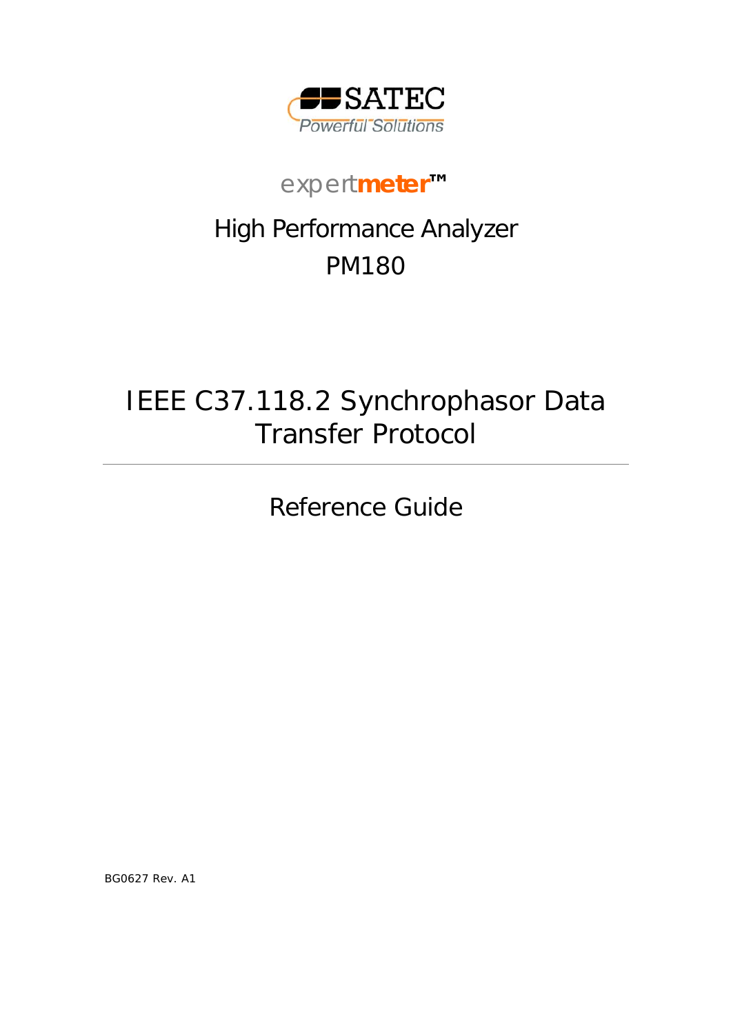SATEC

Powerful Solutions

expertmeter™

# High Performance Analyzer PM180

# IEEE C37.118.2 Synchrophasor Data Transfer Protocol

---

## Reference Guide

BG0627 Rev. A1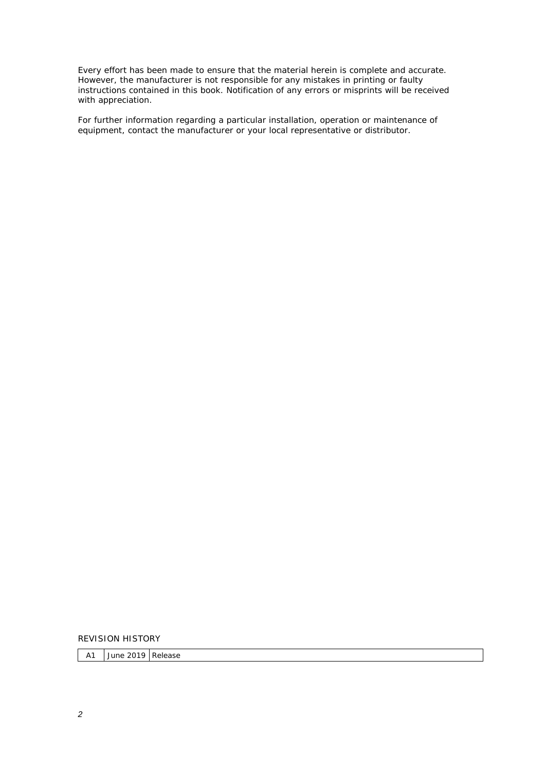Every effort has been made to ensure that the material herein is complete and accurate. However, the manufacturer is not responsible for any mistakes in printing or faulty instructions contained in this book. Notification of any errors or misprints will be received with appreciation.

For further information regarding a particular installation, operation or maintenance of equipment, contact the manufacturer or your local representative or distributor.

REVISION HISTORY

| A1 | June 2019 | Release |
|---|---|---|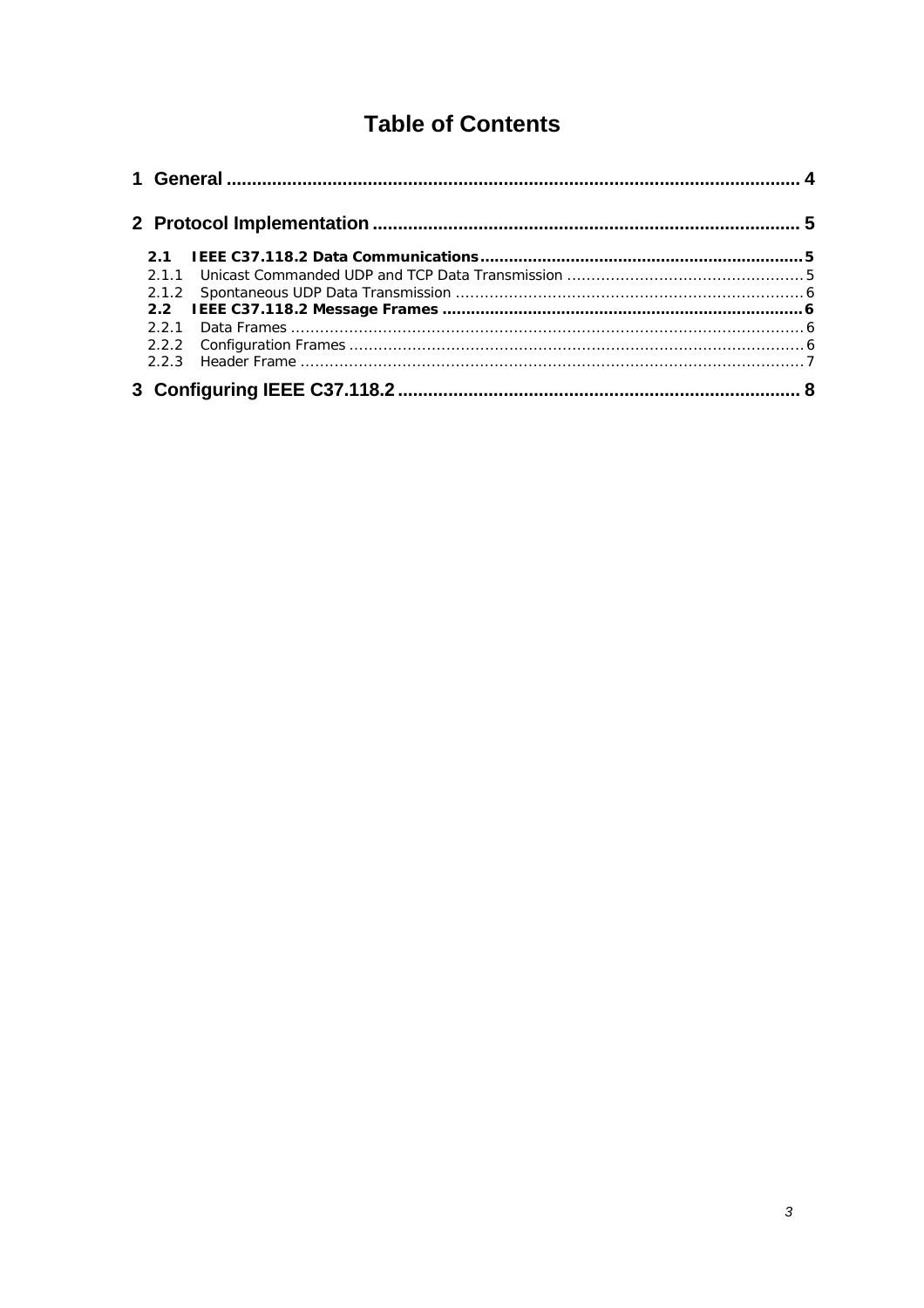# Table of Contents

**1 General ..... 4**

**2 Protocol Implementation ..... 5**

- **2.1 IEEE C37.118.2 Data Communications ..... 5**
  - 2.1.1 Unicast Commanded UDP and TCP Data Transmission ..... 5
  - 2.1.2 Spontaneous UDP Data Transmission ..... 6
- **2.2 IEEE C37.118.2 Message Frames ..... 6**
  - 2.2.1 Data Frames ..... 6
  - 2.2.2 Configuration Frames ..... 6
  - 2.2.3 Header Frame ..... 7

**3 Configuring IEEE C37.118.2 ..... 8**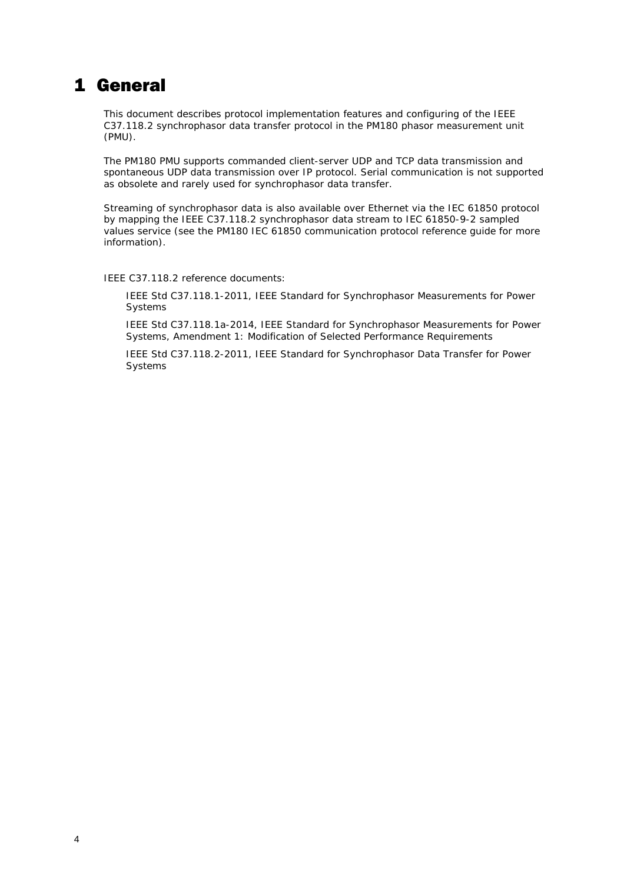# 1 General

This document describes protocol implementation features and configuring of the IEEE C37.118.2 synchrophasor data transfer protocol in the PM180 phasor measurement unit (PMU).

The PM180 PMU supports commanded client-server UDP and TCP data transmission and spontaneous UDP data transmission over IP protocol. Serial communication is not supported as obsolete and rarely used for synchrophasor data transfer.

Streaming of synchrophasor data is also available over Ethernet via the IEC 61850 protocol by mapping the IEEE C37.118.2 synchrophasor data stream to IEC 61850-9-2 sampled values service (see the PM180 IEC 61850 communication protocol reference guide for more information).

IEEE C37.118.2 reference documents:

IEEE Std C37.118.1-2011, IEEE Standard for Synchrophasor Measurements for Power Systems

IEEE Std C37.118.1a-2014, IEEE Standard for Synchrophasor Measurements for Power Systems, Amendment 1: Modification of Selected Performance Requirements

IEEE Std C37.118.2-2011, IEEE Standard for Synchrophasor Data Transfer for Power Systems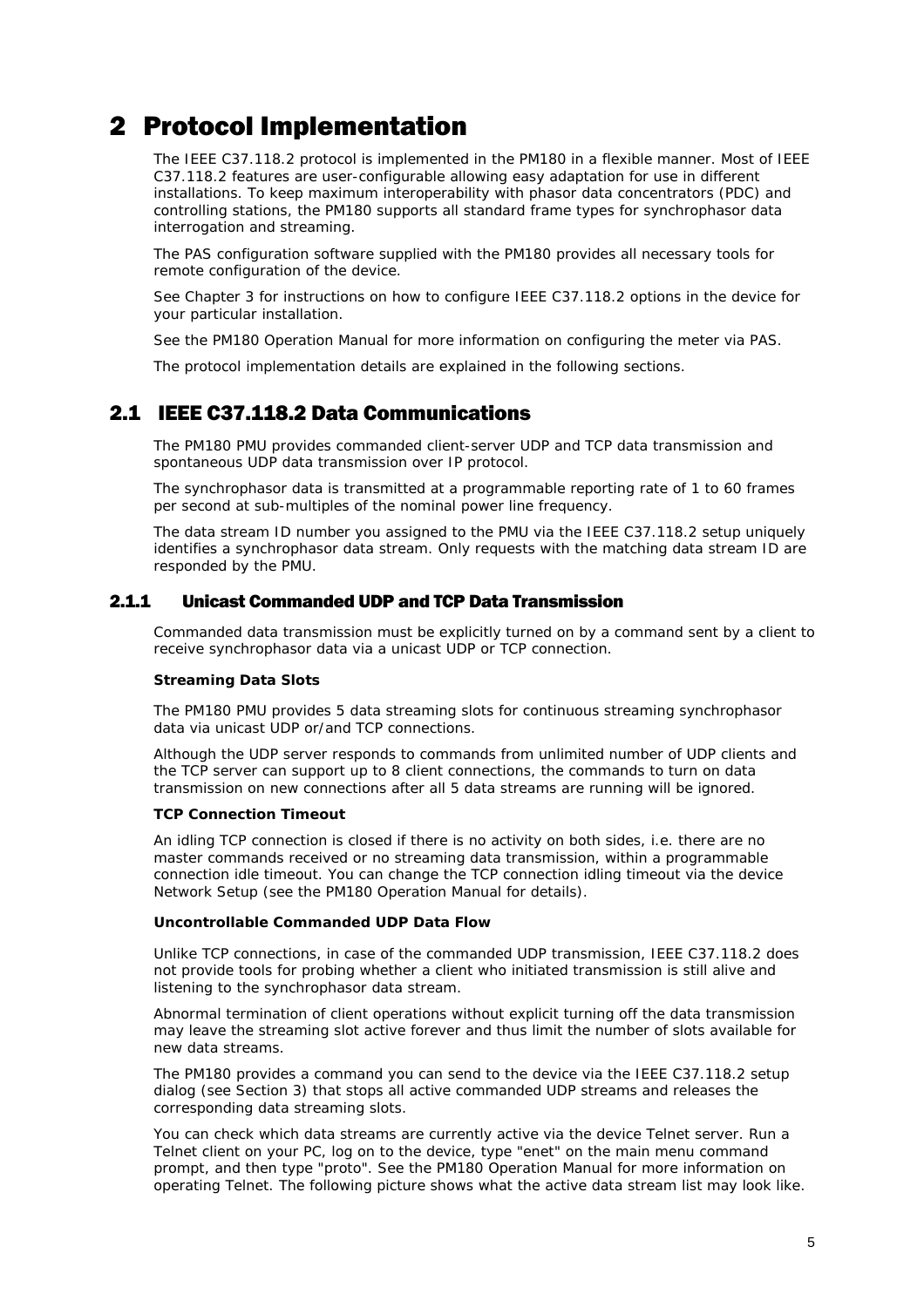# 2 Protocol Implementation

The IEEE C37.118.2 protocol is implemented in the PM180 in a flexible manner. Most of IEEE C37.118.2 features are user-configurable allowing easy adaptation for use in different installations. To keep maximum interoperability with phasor data concentrators (PDC) and controlling stations, the PM180 supports all standard frame types for synchrophasor data interrogation and streaming.

The PAS configuration software supplied with the PM180 provides all necessary tools for remote configuration of the device.

See Chapter 3 for instructions on how to configure IEEE C37.118.2 options in the device for your particular installation.

See the PM180 Operation Manual for more information on configuring the meter via PAS.

The protocol implementation details are explained in the following sections.

## 2.1 IEEE C37.118.2 Data Communications

The PM180 PMU provides commanded client-server UDP and TCP data transmission and spontaneous UDP data transmission over IP protocol.

The synchrophasor data is transmitted at a programmable reporting rate of 1 to 60 frames per second at sub-multiples of the nominal power line frequency.

The data stream ID number you assigned to the PMU via the IEEE C37.118.2 setup uniquely identifies a synchrophasor data stream. Only requests with the matching data stream ID are responded by the PMU.

### 2.1.1 Unicast Commanded UDP and TCP Data Transmission

Commanded data transmission must be explicitly turned on by a command sent by a client to receive synchrophasor data via a unicast UDP or TCP connection.

**Streaming Data Slots**

The PM180 PMU provides 5 data streaming slots for continuous streaming synchrophasor data via unicast UDP or/and TCP connections.

Although the UDP server responds to commands from unlimited number of UDP clients and the TCP server can support up to 8 client connections, the commands to turn on data transmission on new connections after all 5 data streams are running will be ignored.

**TCP Connection Timeout**

An idling TCP connection is closed if there is no activity on both sides, i.e. there are no master commands received or no streaming data transmission, within a programmable connection idle timeout. You can change the TCP connection idling timeout via the device Network Setup (see the PM180 Operation Manual for details).

**Uncontrollable Commanded UDP Data Flow**

Unlike TCP connections, in case of the commanded UDP transmission, IEEE C37.118.2 does not provide tools for probing whether a client who initiated transmission is still alive and listening to the synchrophasor data stream.

Abnormal termination of client operations without explicit turning off the data transmission may leave the streaming slot active forever and thus limit the number of slots available for new data streams.

The PM180 provides a command you can send to the device via the IEEE C37.118.2 setup dialog (see Section 3) that stops all active commanded UDP streams and releases the corresponding data streaming slots.

You can check which data streams are currently active via the device Telnet server. Run a Telnet client on your PC, log on to the device, type "enet" on the main menu command prompt, and then type "proto". See the PM180 Operation Manual for more information on operating Telnet. The following picture shows what the active data stream list may look like.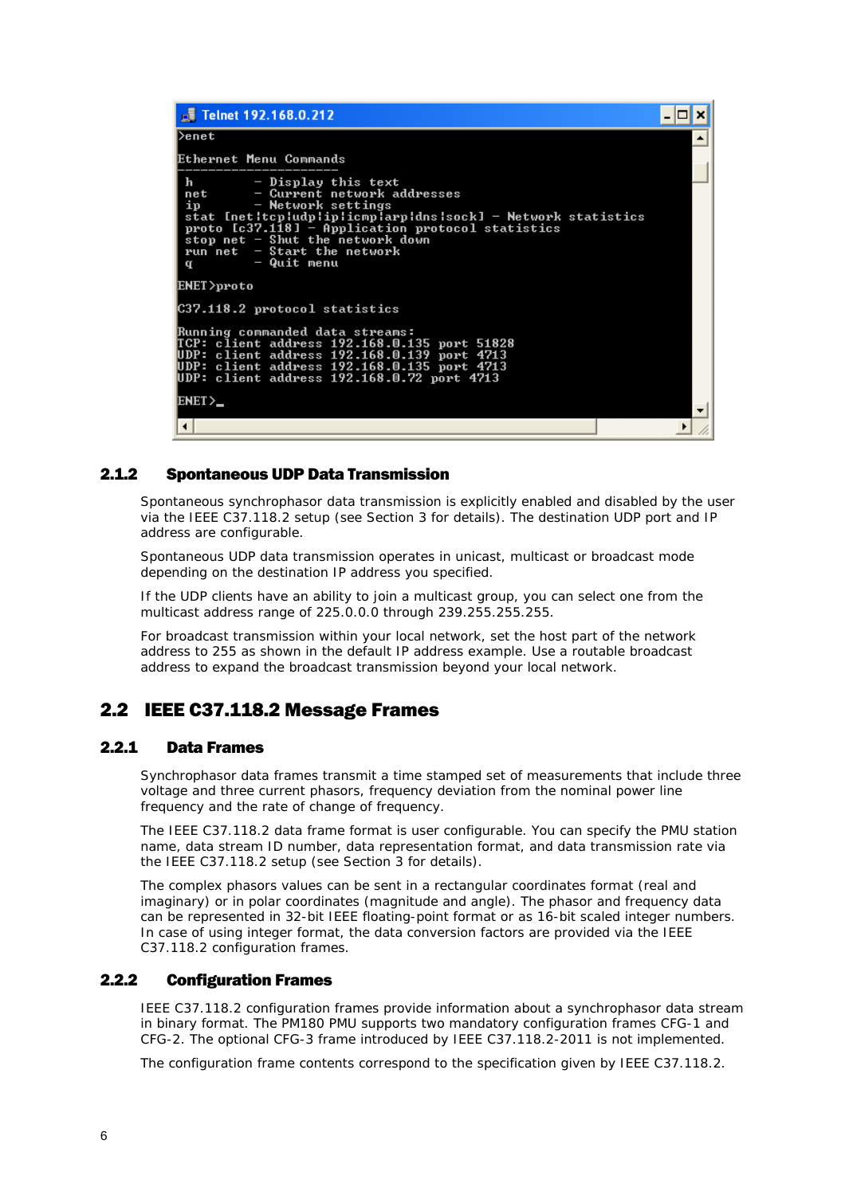```
Telnet 192.168.0.212

>enet

Ethernet Menu Commands
----------------------
 h         - Display this text
 net       - Current network addresses
 ip        - Network settings
 stat [net|tcp|udp|ip|icmp|arp|dns|sock] - Network statistics
 proto [c37.118] - Application protocol statistics
 stop net  - Shut the network down
 run net   - Start the network
 q         - Quit menu

ENET>proto

C37.118.2 protocol statistics

Running commanded data streams:
TCP: client address 192.168.0.135 port 51828
UDP: client address 192.168.0.139 port 4713
UDP: client address 192.168.0.135 port 4713
UDP: client address 192.168.0.72 port 4713

ENET>_
```

### 2.1.2 Spontaneous UDP Data Transmission

Spontaneous synchrophasor data transmission is explicitly enabled and disabled by the user via the IEEE C37.118.2 setup (see Section 3 for details). The destination UDP port and IP address are configurable.

Spontaneous UDP data transmission operates in unicast, multicast or broadcast mode depending on the destination IP address you specified.

If the UDP clients have an ability to join a multicast group, you can select one from the multicast address range of 225.0.0.0 through 239.255.255.255.

For broadcast transmission within your local network, set the host part of the network address to 255 as shown in the default IP address example. Use a routable broadcast address to expand the broadcast transmission beyond your local network.

## 2.2 IEEE C37.118.2 Message Frames

### 2.2.1 Data Frames

Synchrophasor data frames transmit a time stamped set of measurements that include three voltage and three current phasors, frequency deviation from the nominal power line frequency and the rate of change of frequency.

The IEEE C37.118.2 data frame format is user configurable. You can specify the PMU station name, data stream ID number, data representation format, and data transmission rate via the IEEE C37.118.2 setup (see Section 3 for details).

The complex phasors values can be sent in a rectangular coordinates format (real and imaginary) or in polar coordinates (magnitude and angle). The phasor and frequency data can be represented in 32-bit IEEE floating-point format or as 16-bit scaled integer numbers. In case of using integer format, the data conversion factors are provided via the IEEE C37.118.2 configuration frames.

### 2.2.2 Configuration Frames

IEEE C37.118.2 configuration frames provide information about a synchrophasor data stream in binary format. The PM180 PMU supports two mandatory configuration frames CFG-1 and CFG-2. The optional CFG-3 frame introduced by IEEE C37.118.2-2011 is not implemented.

The configuration frame contents correspond to the specification given by IEEE C37.118.2.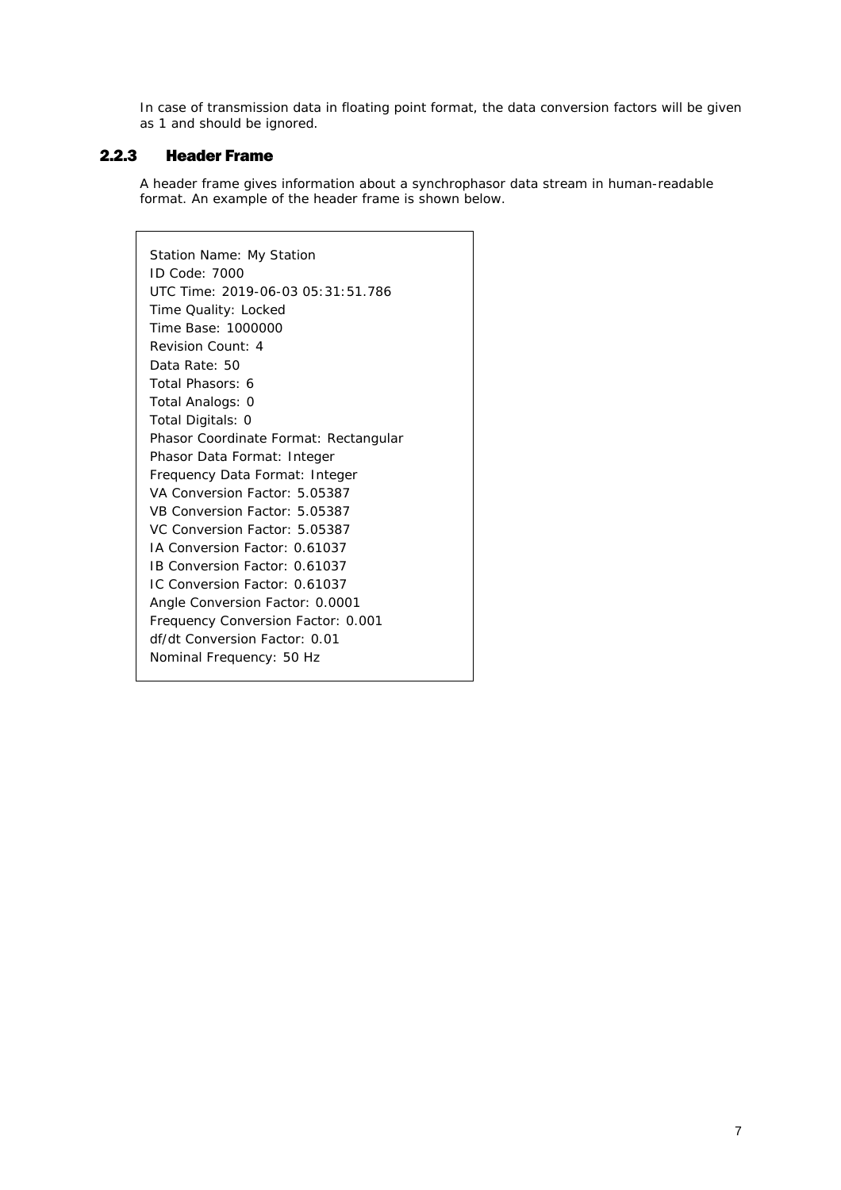In case of transmission data in floating point format, the data conversion factors will be given as 1 and should be ignored.

### 2.2.3 Header Frame

A header frame gives information about a synchrophasor data stream in human-readable format. An example of the header frame is shown below.

```
Station Name: My Station
ID Code: 7000
UTC Time: 2019-06-03 05:31:51.786
Time Quality: Locked
Time Base: 1000000
Revision Count: 4
Data Rate: 50
Total Phasors: 6
Total Analogs: 0
Total Digitals: 0
Phasor Coordinate Format: Rectangular
Phasor Data Format: Integer
Frequency Data Format: Integer
VA Conversion Factor: 5.05387
VB Conversion Factor: 5.05387
VC Conversion Factor: 5.05387
IA Conversion Factor: 0.61037
IB Conversion Factor: 0.61037
IC Conversion Factor: 0.61037
Angle Conversion Factor: 0.0001
Frequency Conversion Factor: 0.001
df/dt Conversion Factor: 0.01
Nominal Frequency: 50 Hz
```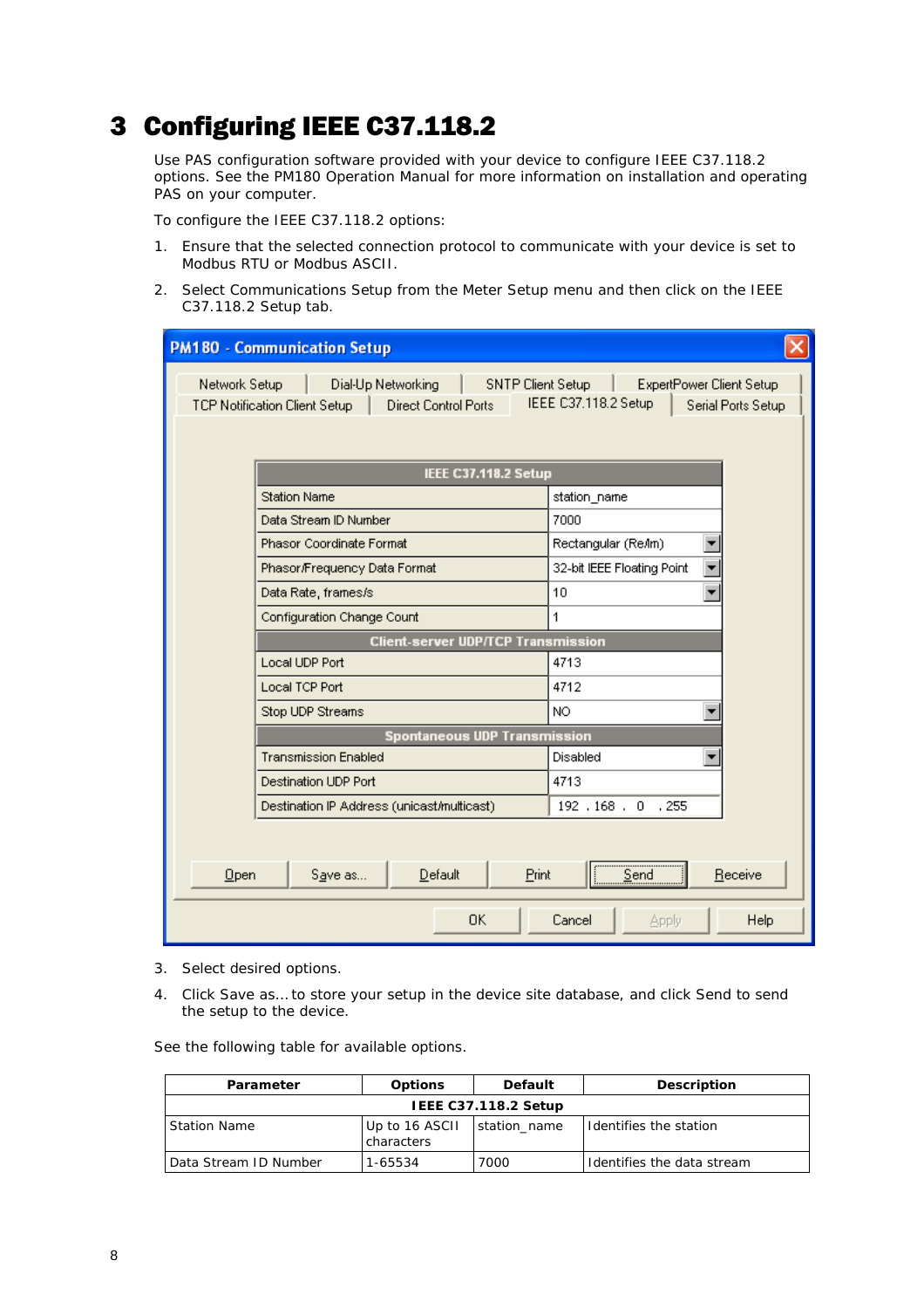# 3 Configuring IEEE C37.118.2

Use PAS configuration software provided with your device to configure IEEE C37.118.2 options. See the PM180 Operation Manual for more information on installation and operating PAS on your computer.

To configure the IEEE C37.118.2 options:

1. Ensure that the selected connection protocol to communicate with your device is set to Modbus RTU or Modbus ASCII.
2. Select Communications Setup from the Meter Setup menu and then click on the IEEE C37.118.2 Setup tab.

3. Select desired options.
4. Click Save as… to store your setup in the device site database, and click Send to send the setup to the device.

See the following table for available options.

| Parameter | Options | Default | Description |
|---|---|---|---|
| **IEEE C37.118.2 Setup** | | | |
| Station Name | Up to 16 ASCII characters | station_name | Identifies the station |
| Data Stream ID Number | 1-65534 | 7000 | Identifies the data stream |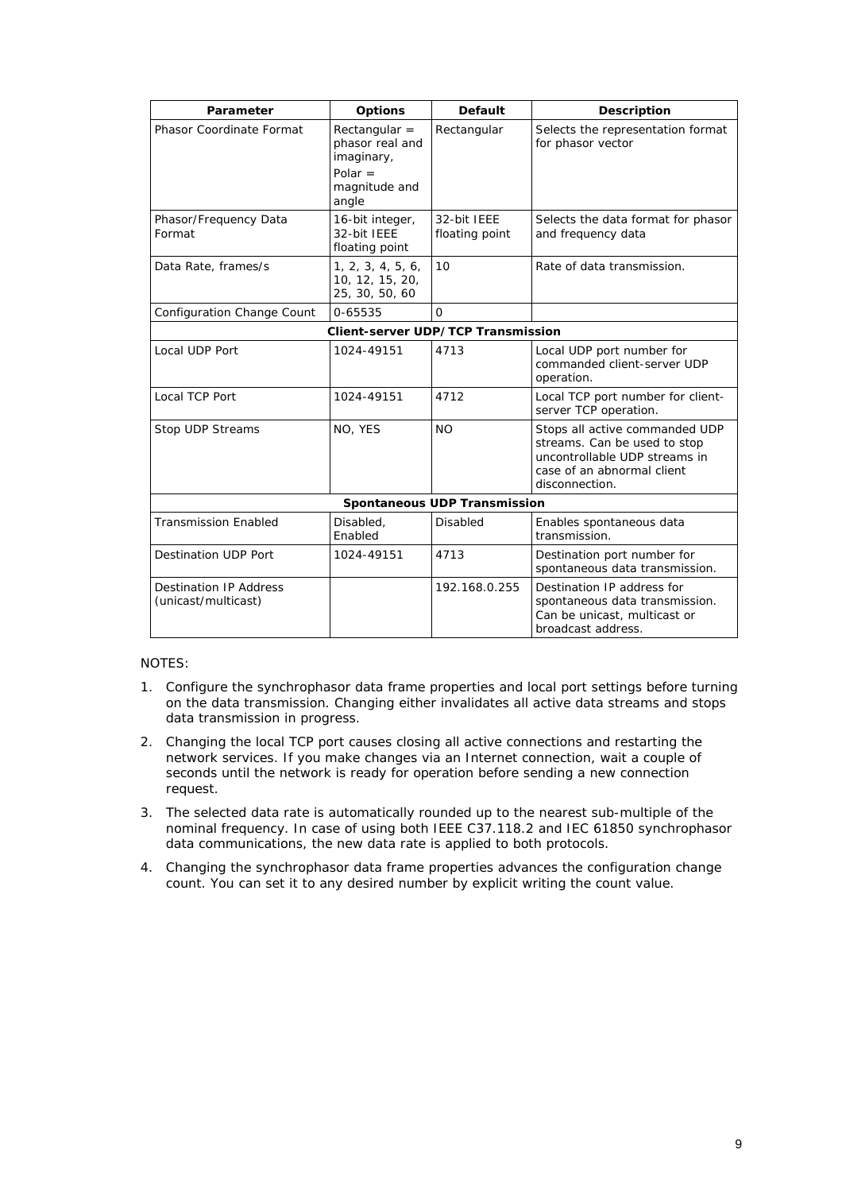| Parameter | Options | Default | Description |
|---|---|---|---|
| Phasor Coordinate Format | Rectangular = phasor real and imaginary,<br>Polar = magnitude and angle | Rectangular | Selects the representation format for phasor vector |
| Phasor/Frequency Data Format | 16-bit integer, 32-bit IEEE floating point | 32-bit IEEE floating point | Selects the data format for phasor and frequency data |
| Data Rate, frames/s | 1, 2, 3, 4, 5, 6, 10, 12, 15, 20, 25, 30, 50, 60 | 10 | Rate of data transmission. |
| Configuration Change Count | 0-65535 | 0 | |
| **Client-server UDP/TCP Transmission** | | | |
| Local UDP Port | 1024-49151 | 4713 | Local UDP port number for commanded client-server UDP operation. |
| Local TCP Port | 1024-49151 | 4712 | Local TCP port number for client-server TCP operation. |
| Stop UDP Streams | NO, YES | NO | Stops all active commanded UDP streams. Can be used to stop uncontrollable UDP streams in case of an abnormal client disconnection. |
| **Spontaneous UDP Transmission** | | | |
| Transmission Enabled | Disabled, Enabled | Disabled | Enables spontaneous data transmission. |
| Destination UDP Port | 1024-49151 | 4713 | Destination port number for spontaneous data transmission. |
| Destination IP Address (unicast/multicast) | | 192.168.0.255 | Destination IP address for spontaneous data transmission. Can be unicast, multicast or broadcast address. |

NOTES:

1. Configure the synchrophasor data frame properties and local port settings before turning on the data transmission. Changing either invalidates all active data streams and stops data transmission in progress.
2. Changing the local TCP port causes closing all active connections and restarting the network services. If you make changes via an Internet connection, wait a couple of seconds until the network is ready for operation before sending a new connection request.
3. The selected data rate is automatically rounded up to the nearest sub-multiple of the nominal frequency. In case of using both IEEE C37.118.2 and IEC 61850 synchrophasor data communications, the new data rate is applied to both protocols.
4. Changing the synchrophasor data frame properties advances the configuration change count. You can set it to any desired number by explicit writing the count value.